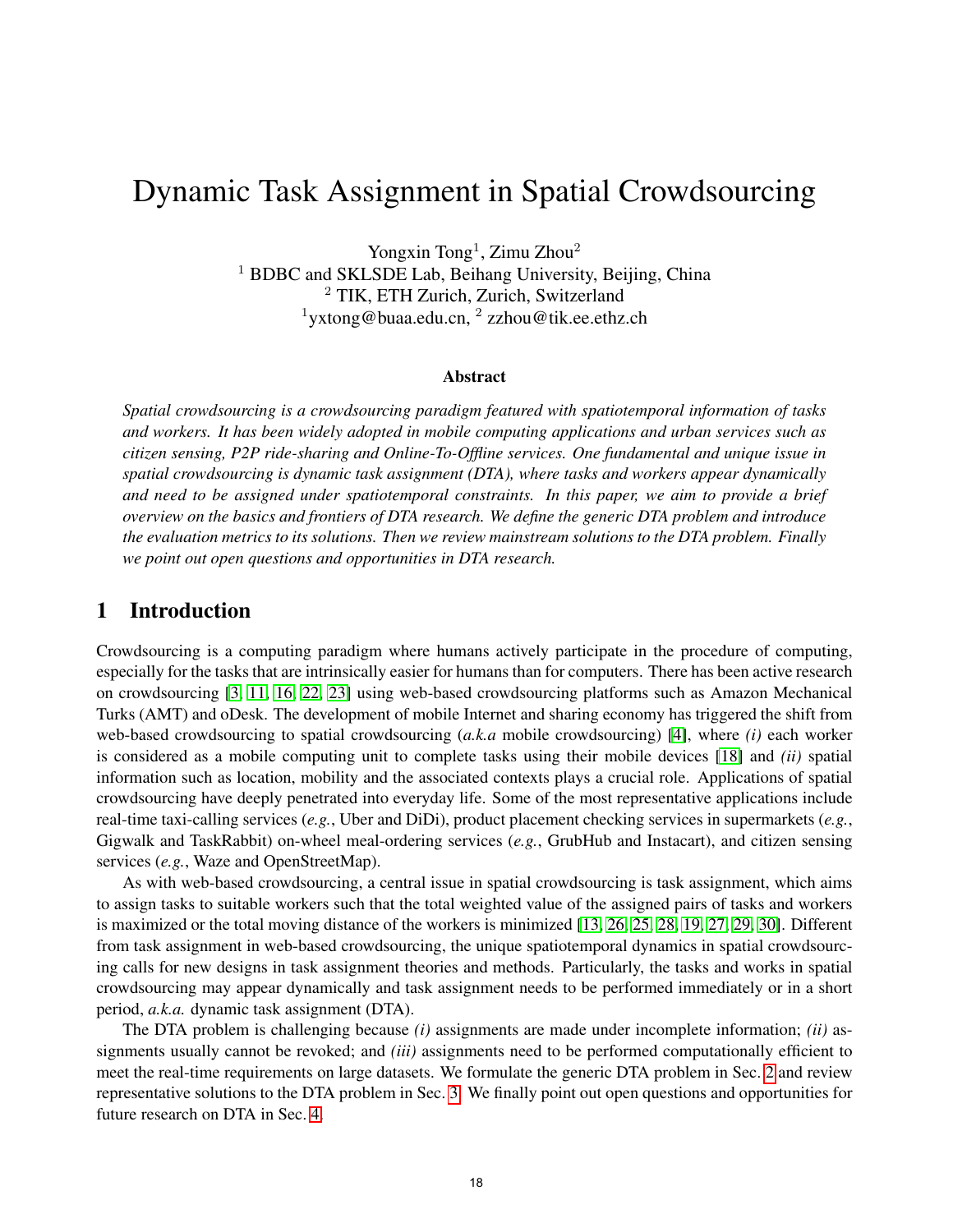# Dynamic Task Assignment in Spatial Crowdsourcing

Yongxin Tong[1], Zimu Zhou[2]

[1] BDBC and SKLSDE Lab, Beihang University, Beijing, China

[2] TIK, ETH Zurich, Zurich, Switzerland

[1]yxtong@buaa.edu.cn, [2] zzhou@tik.ee.ethz.ch

## Abstract

*Spatial crowdsourcing is a crowdsourcing paradigm featured with spatiotemporal information of tasks and workers. It has been widely adopted in mobile computing applications and urban services such as citizen sensing, P2P ride-sharing and Online-To-Offline services. One fundamental and unique issue in spatial crowdsourcing is dynamic task assignment (DTA), where tasks and workers appear dynamically and need to be assigned under spatiotemporal constraints. In this paper, we aim to provide a brief overview on the basics and frontiers of DTA research. We define the generic DTA problem and introduce the evaluation metrics to its solutions. Then we review mainstream solutions to the DTA problem. Finally we point out open questions and opportunities in DTA research.*

## 1 Introduction

Crowdsourcing is a computing paradigm where humans actively participate in the procedure of computing, especially for the tasks that are intrinsically easier for humans than for computers. There has been active research on crowdsourcing [3, 11, 16, 22, 23] using web-based crowdsourcing platforms such as Amazon Mechanical Turks (AMT) and oDesk. The development of mobile Internet and sharing economy has triggered the shift from web-based crowdsourcing to spatial crowdsourcing (*a.k.a* mobile crowdsourcing) [4], where *(i)* each worker is considered as a mobile computing unit to complete tasks using their mobile devices [18] and *(ii)* spatial information such as location, mobility and the associated contexts plays a crucial role. Applications of spatial crowdsourcing have deeply penetrated into everyday life. Some of the most representative applications include real-time taxi-calling services (*e.g.*, Uber and DiDi), product placement checking services in supermarkets (*e.g.*, Gigwalk and TaskRabbit) on-wheel meal-ordering services (*e.g.*, GrubHub and Instacart), and citizen sensing services (*e.g.*, Waze and OpenStreetMap).

As with web-based crowdsourcing, a central issue in spatial crowdsourcing is task assignment, which aims to assign tasks to suitable workers such that the total weighted value of the assigned pairs of tasks and workers is maximized or the total moving distance of the workers is minimized [13, 26, 25, 28, 19, 27, 29, 30]. Different from task assignment in web-based crowdsourcing, the unique spatiotemporal dynamics in spatial crowdsourcing calls for new designs in task assignment theories and methods. Particularly, the tasks and works in spatial crowdsourcing may appear dynamically and task assignment needs to be performed immediately or in a short period, *a.k.a.* dynamic task assignment (DTA).

The DTA problem is challenging because *(i)* assignments are made under incomplete information; *(ii)* assignments usually cannot be revoked; and *(iii)* assignments need to be performed computationally efficient to meet the real-time requirements on large datasets. We formulate the generic DTA problem in Sec. 2 and review representative solutions to the DTA problem in Sec. 3. We finally point out open questions and opportunities for future research on DTA in Sec. 4.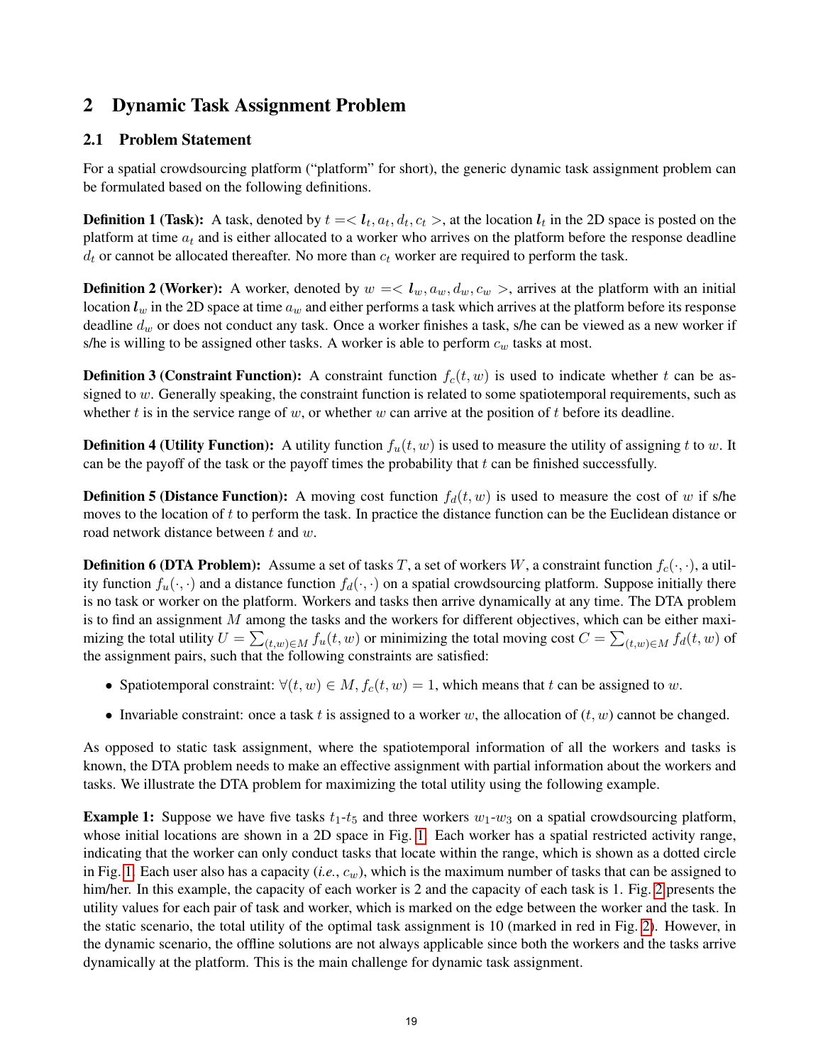## 2 Dynamic Task Assignment Problem

### 2.1 Problem Statement

For a spatial crowdsourcing platform ("platform" for short), the generic dynamic task assignment problem can be formulated based on the following definitions.

**Definition 1 (Task):** A task, denoted by $t =< \boldsymbol{l}_t, a_t, d_t, c_t >$, at the location $\boldsymbol{l}_t$ in the 2D space is posted on the platform at time $a_t$ and is either allocated to a worker who arrives on the platform before the response deadline $d_t$ or cannot be allocated thereafter. No more than $c_t$ worker are required to perform the task.

**Definition 2 (Worker):** A worker, denoted by $w =< \boldsymbol{l}_w, a_w, d_w, c_w >$, arrives at the platform with an initial location $\boldsymbol{l}_w$ in the 2D space at time $a_w$ and either performs a task which arrives at the platform before its response deadline $d_w$ or does not conduct any task. Once a worker finishes a task, s/he can be viewed as a new worker if s/he is willing to be assigned other tasks. A worker is able to perform $c_w$ tasks at most.

**Definition 3 (Constraint Function):** A constraint function $f_c(t, w)$ is used to indicate whether $t$ can be assigned to $w$. Generally speaking, the constraint function is related to some spatiotemporal requirements, such as whether $t$ is in the service range of $w$, or whether $w$ can arrive at the position of $t$ before its deadline.

**Definition 4 (Utility Function):** A utility function $f_u(t, w)$ is used to measure the utility of assigning $t$ to $w$. It can be the payoff of the task or the payoff times the probability that $t$ can be finished successfully.

**Definition 5 (Distance Function):** A moving cost function $f_d(t, w)$ is used to measure the cost of $w$ if s/he moves to the location of $t$ to perform the task. In practice the distance function can be the Euclidean distance or road network distance between $t$ and $w$.

**Definition 6 (DTA Problem):** Assume a set of tasks $T$, a set of workers $W$, a constraint function $f_c(\cdot, \cdot)$, a utility function $f_u(\cdot, \cdot)$ and a distance function $f_d(\cdot, \cdot)$ on a spatial crowdsourcing platform. Suppose initially there is no task or worker on the platform. Workers and tasks then arrive dynamically at any time. The DTA problem is to find an assignment $M$ among the tasks and the workers for different objectives, which can be either maximizing the total utility $U = \sum_{(t,w) \in M} f_u(t, w)$ or minimizing the total moving cost $C = \sum_{(t,w) \in M} f_d(t, w)$ of the assignment pairs, such that the following constraints are satisfied:

- Spatiotemporal constraint: $\forall (t, w) \in M, f_c(t, w) = 1$, which means that $t$ can be assigned to $w$.
- Invariable constraint: once a task $t$ is assigned to a worker $w$, the allocation of $(t, w)$ cannot be changed.

As opposed to static task assignment, where the spatiotemporal information of all the workers and tasks is known, the DTA problem needs to make an effective assignment with partial information about the workers and tasks. We illustrate the DTA problem for maximizing the total utility using the following example.

**Example 1:** Suppose we have five tasks $t_1$-$t_5$ and three workers $w_1$-$w_3$ on a spatial crowdsourcing platform, whose initial locations are shown in a 2D space in Fig. 1. Each worker has a spatial restricted activity range, indicating that the worker can only conduct tasks that locate within the range, which is shown as a dotted circle in Fig. 1. Each user also has a capacity (*i.e.*, $c_w$), which is the maximum number of tasks that can be assigned to him/her. In this example, the capacity of each worker is 2 and the capacity of each task is 1. Fig. 2 presents the utility values for each pair of task and worker, which is marked on the edge between the worker and the task. In the static scenario, the total utility of the optimal task assignment is 10 (marked in red in Fig. 2). However, in the dynamic scenario, the offline solutions are not always applicable since both the workers and the tasks arrive dynamically at the platform. This is the main challenge for dynamic task assignment.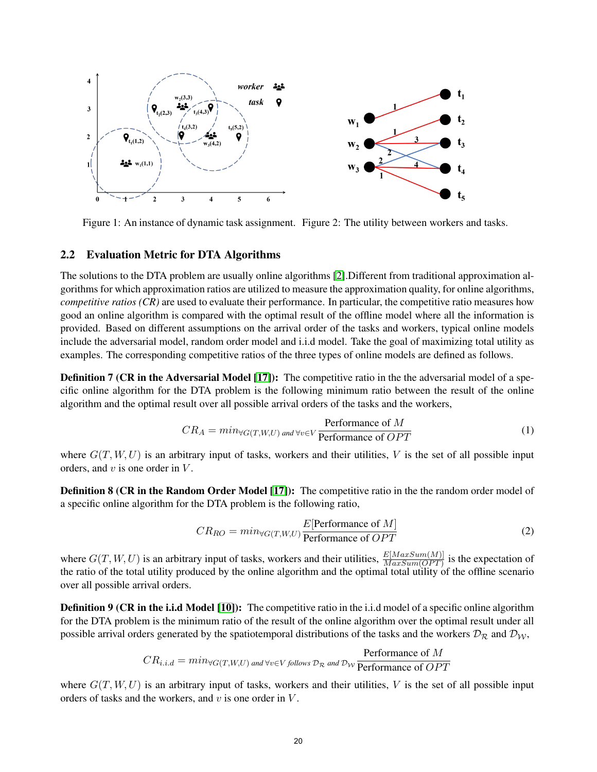Figure 1: An instance of dynamic task assignment. Figure 2: The utility between workers and tasks.

## 2.2 Evaluation Metric for DTA Algorithms

The solutions to the DTA problem are usually online algorithms [2].Different from traditional approximation algorithms for which approximation ratios are utilized to measure the approximation quality, for online algorithms, *competitive ratios (CR)* are used to evaluate their performance. In particular, the competitive ratio measures how good an online algorithm is compared with the optimal result of the offline model where all the information is provided. Based on different assumptions on the arrival order of the tasks and workers, typical online models include the adversarial model, random order model and i.i.d model. Take the goal of maximizing total utility as examples. The corresponding competitive ratios of the three types of online models are defined as follows.

**Definition 7 (CR in the Adversarial Model [17]):** The competitive ratio in the the adversarial model of a specific online algorithm for the DTA problem is the following minimum ratio between the result of the online algorithm and the optimal result over all possible arrival orders of the tasks and the workers,

$$CR_A = min_{\forall G(T,W,U) \text{ and } \forall v \in V} \frac{\text{Performance of } M}{\text{Performance of } OPT} \tag{1}$$

where $G(T, W, U)$ is an arbitrary input of tasks, workers and their utilities, $V$ is the set of all possible input orders, and $v$ is one order in $V$.

**Definition 8 (CR in the Random Order Model [17]):** The competitive ratio in the the random order model of a specific online algorithm for the DTA problem is the following ratio,

$$CR_{RO} = min_{\forall G(T,W,U)} \frac{E[\text{Performance of } M]}{\text{Performance of } OPT} \tag{2}$$

where $G(T, W, U)$ is an arbitrary input of tasks, workers and their utilities, $\frac{E[MaxSum(M)]}{MaxSum(OPT)}$ is the expectation of the ratio of the total utility produced by the online algorithm and the optimal total utility of the offline scenario over all possible arrival orders.

**Definition 9 (CR in the i.i.d Model [10]):** The competitive ratio in the i.i.d model of a specific online algorithm for the DTA problem is the minimum ratio of the result of the online algorithm over the optimal result under all possible arrival orders generated by the spatiotemporal distributions of the tasks and the workers $\mathcal{D}_{\mathcal{R}}$ and $\mathcal{D}_{\mathcal{W}}$,

$$CR_{i.i.d} = min_{\forall G(T,W,U) \text{ and } \forall v \in V \text{ follows } \mathcal{D}_{\mathcal{R}} \text{ and } \mathcal{D}_{\mathcal{W}}} \frac{\text{Performance of } M}{\text{Performance of } OPT}$$

where $G(T, W, U)$ is an arbitrary input of tasks, workers and their utilities, $V$ is the set of all possible input orders of tasks and the workers, and $v$ is one order in $V$.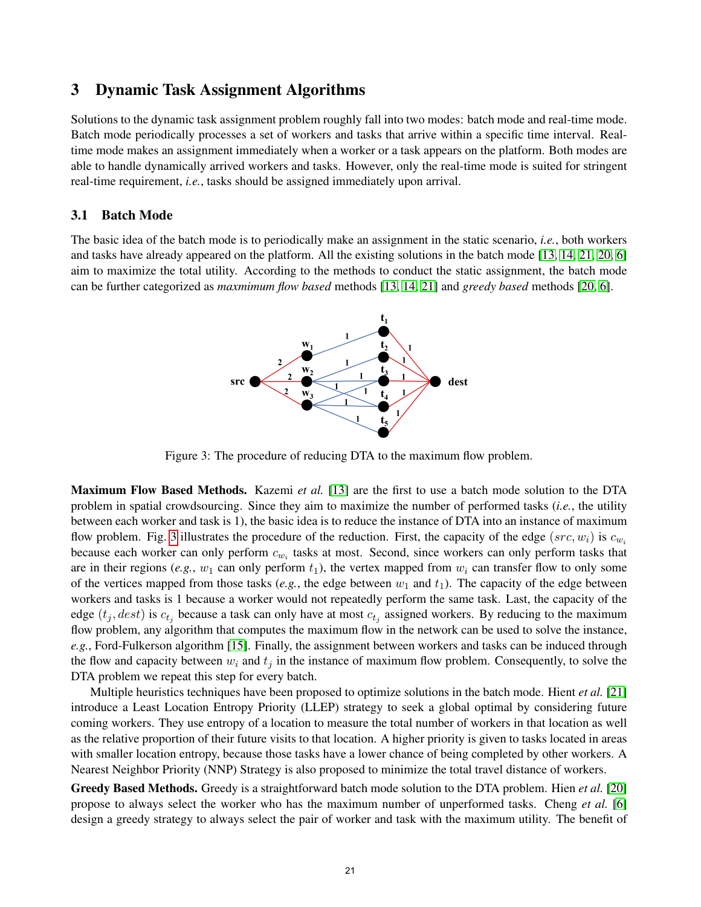## 3 Dynamic Task Assignment Algorithms

Solutions to the dynamic task assignment problem roughly fall into two modes: batch mode and real-time mode. Batch mode periodically processes a set of workers and tasks that arrive within a specific time interval. Real-time mode makes an assignment immediately when a worker or a task appears on the platform. Both modes are able to handle dynamically arrived workers and tasks. However, only the real-time mode is suited for stringent real-time requirement, *i.e.*, tasks should be assigned immediately upon arrival.

### 3.1 Batch Mode

The basic idea of the batch mode is to periodically make an assignment in the static scenario, *i.e.*, both workers and tasks have already appeared on the platform. All the existing solutions in the batch mode [13, 14, 21, 20, 6] aim to maximize the total utility. According to the methods to conduct the static assignment, the batch mode can be further categorized as *maxmimum flow based* methods [13, 14, 21] and *greedy based* methods [20, 6].

Figure 3: The procedure of reducing DTA to the maximum flow problem.

**Maximum Flow Based Methods.** Kazemi *et al.* [13] are the first to use a batch mode solution to the DTA problem in spatial crowdsourcing. Since they aim to maximize the number of performed tasks (*i.e.*, the utility between each worker and task is 1), the basic idea is to reduce the instance of DTA into an instance of maximum flow problem. Fig. 3 illustrates the procedure of the reduction. First, the capacity of the edge $(src, w_i)$ is $c_{w_i}$ because each worker can only perform $c_{w_i}$ tasks at most. Second, since workers can only perform tasks that are in their regions (*e.g.*, $w_1$ can only perform $t_1$), the vertex mapped from $w_i$ can transfer flow to only some of the vertices mapped from those tasks (*e.g.*, the edge between $w_1$ and $t_1$). The capacity of the edge between workers and tasks is 1 because a worker would not repeatedly perform the same task. Last, the capacity of the edge $(t_j, dest)$ is $c_{t_j}$ because a task can only have at most $c_{t_j}$ assigned workers. By reducing to the maximum flow problem, any algorithm that computes the maximum flow in the network can be used to solve the instance, *e.g.*, Ford-Fulkerson algorithm [15]. Finally, the assignment between workers and tasks can be induced through the flow and capacity between $w_i$ and $t_j$ in the instance of maximum flow problem. Consequently, to solve the DTA problem we repeat this step for every batch.

Multiple heuristics techniques have been proposed to optimize solutions in the batch mode. Hient *et al.* [21] introduce a Least Location Entropy Priority (LLEP) strategy to seek a global optimal by considering future coming workers. They use entropy of a location to measure the total number of workers in that location as well as the relative proportion of their future visits to that location. A higher priority is given to tasks located in areas with smaller location entropy, because those tasks have a lower chance of being completed by other workers. A Nearest Neighbor Priority (NNP) Strategy is also proposed to minimize the total travel distance of workers.

**Greedy Based Methods.** Greedy is a straightforward batch mode solution to the DTA problem. Hien *et al.* [20] propose to always select the worker who has the maximum number of unperformed tasks. Cheng *et al.* [6] design a greedy strategy to always select the pair of worker and task with the maximum utility. The benefit of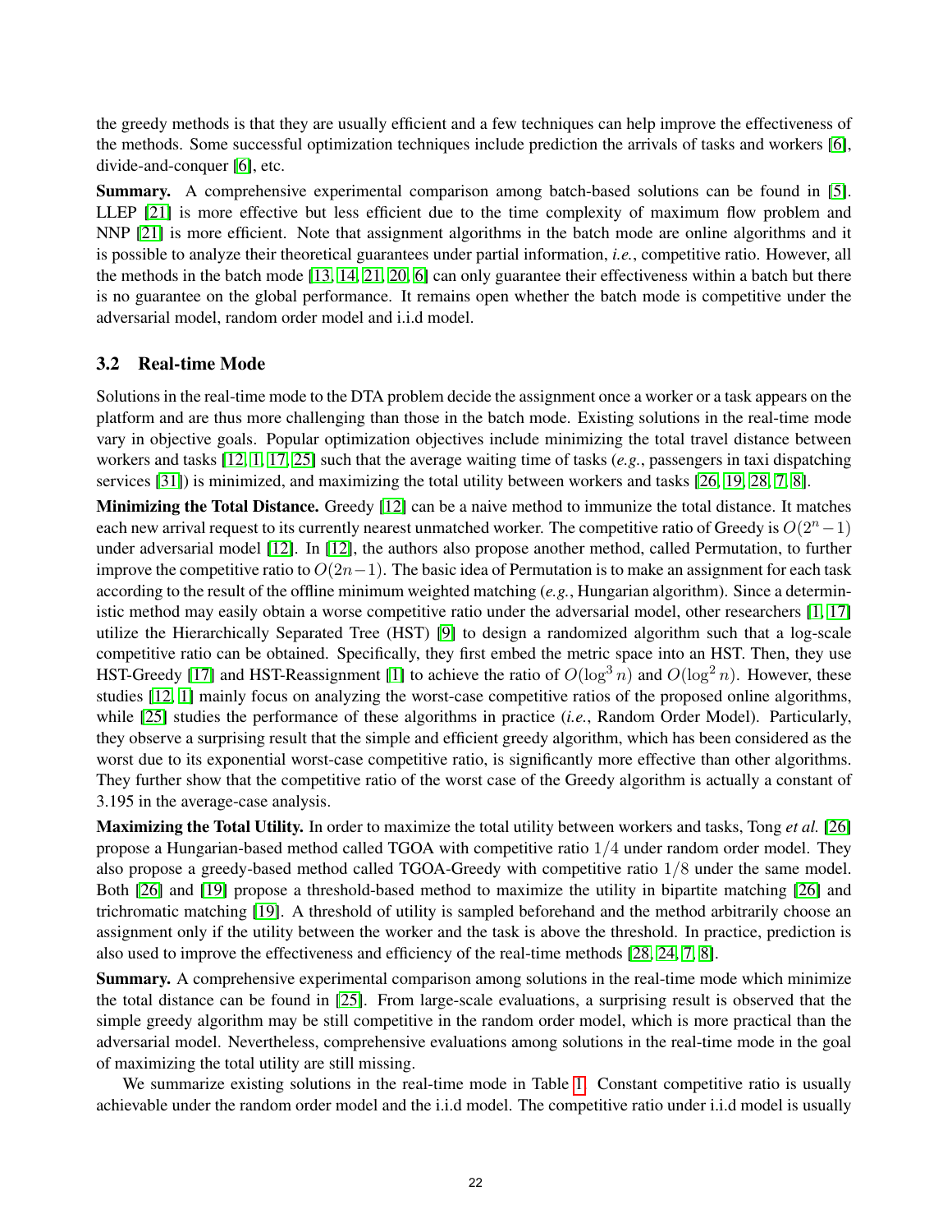the greedy methods is that they are usually efficient and a few techniques can help improve the effectiveness of the methods. Some successful optimization techniques include prediction the arrivals of tasks and workers [6], divide-and-conquer [6], etc.

**Summary.** A comprehensive experimental comparison among batch-based solutions can be found in [5]. LLEP [21] is more effective but less efficient due to the time complexity of maximum flow problem and NNP [21] is more efficient. Note that assignment algorithms in the batch mode are online algorithms and it is possible to analyze their theoretical guarantees under partial information, *i.e.*, competitive ratio. However, all the methods in the batch mode [13, 14, 21, 20, 6] can only guarantee their effectiveness within a batch but there is no guarantee on the global performance. It remains open whether the batch mode is competitive under the adversarial model, random order model and i.i.d model.

### 3.2 Real-time Mode

Solutions in the real-time mode to the DTA problem decide the assignment once a worker or a task appears on the platform and are thus more challenging than those in the batch mode. Existing solutions in the real-time mode vary in objective goals. Popular optimization objectives include minimizing the total travel distance between workers and tasks [12, 1, 17, 25] such that the average waiting time of tasks (*e.g.*, passengers in taxi dispatching services [31]) is minimized, and maximizing the total utility between workers and tasks [26, 19, 28, 7, 8].

**Minimizing the Total Distance.** Greedy [12] can be a naive method to immunize the total distance. It matches each new arrival request to its currently nearest unmatched worker. The competitive ratio of Greedy is $O(2^n-1)$ under adversarial model [12]. In [12], the authors also propose another method, called Permutation, to further improve the competitive ratio to $O(2n-1)$. The basic idea of Permutation is to make an assignment for each task according to the result of the offline minimum weighted matching (*e.g.*, Hungarian algorithm). Since a deterministic method may easily obtain a worse competitive ratio under the adversarial model, other researchers [1, 17] utilize the Hierarchically Separated Tree (HST) [9] to design a randomized algorithm such that a log-scale competitive ratio can be obtained. Specifically, they first embed the metric space into an HST. Then, they use HST-Greedy [17] and HST-Reassignment [1] to achieve the ratio of $O(\log^3 n)$ and $O(\log^2 n)$. However, these studies [12, 1] mainly focus on analyzing the worst-case competitive ratios of the proposed online algorithms, while [25] studies the performance of these algorithms in practice (*i.e.*, Random Order Model). Particularly, they observe a surprising result that the simple and efficient greedy algorithm, which has been considered as the worst due to its exponential worst-case competitive ratio, is significantly more effective than other algorithms. They further show that the competitive ratio of the worst case of the Greedy algorithm is actually a constant of 3.195 in the average-case analysis.

**Maximizing the Total Utility.** In order to maximize the total utility between workers and tasks, Tong *et al.* [26] propose a Hungarian-based method called TGOA with competitive ratio $1/4$ under random order model. They also propose a greedy-based method called TGOA-Greedy with competitive ratio $1/8$ under the same model. Both [26] and [19] propose a threshold-based method to maximize the utility in bipartite matching [26] and trichromatic matching [19]. A threshold of utility is sampled beforehand and the method arbitrarily choose an assignment only if the utility between the worker and the task is above the threshold. In practice, prediction is also used to improve the effectiveness and efficiency of the real-time methods [28, 24, 7, 8].

**Summary.** A comprehensive experimental comparison among solutions in the real-time mode which minimize the total distance can be found in [25]. From large-scale evaluations, a surprising result is observed that the simple greedy algorithm may be still competitive in the random order model, which is more practical than the adversarial model. Nevertheless, comprehensive evaluations among solutions in the real-time mode in the goal of maximizing the total utility are still missing.

We summarize existing solutions in the real-time mode in Table 1. Constant competitive ratio is usually achievable under the random order model and the i.i.d model. The competitive ratio under i.i.d model is usually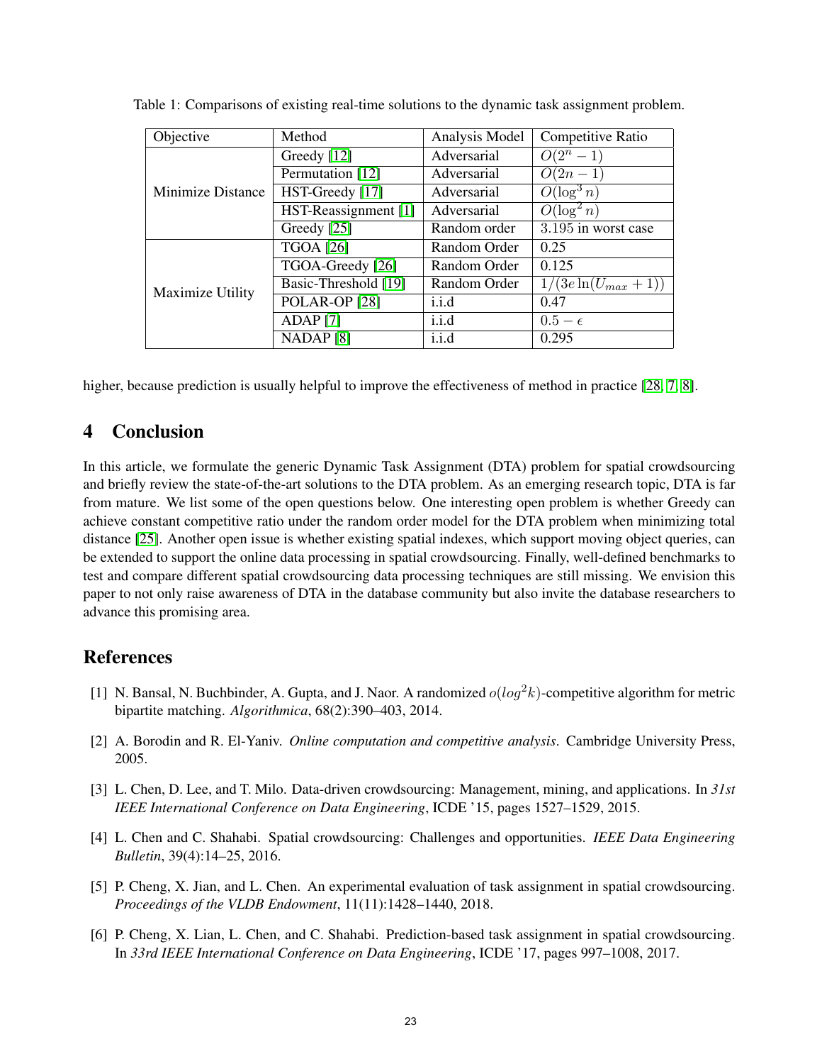Table 1: Comparisons of existing real-time solutions to the dynamic task assignment problem.

| Objective | Method | Analysis Model | Competitive Ratio |
|---|---|---|---|
| Minimize Distance | Greedy [12] | Adversarial | $O(2^n - 1)$ |
| | Permutation [12] | Adversarial | $O(2n - 1)$ |
| | HST-Greedy [17] | Adversarial | $O(\log^3 n)$ |
| | HST-Reassignment [1] | Adversarial | $O(\log^2 n)$ |
| | Greedy [25] | Random order | 3.195 in worst case |
| Maximize Utility | TGOA [26] | Random Order | 0.25 |
| | TGOA-Greedy [26] | Random Order | 0.125 |
| | Basic-Threshold [19] | Random Order | $1/(3e\ln(U_{max}+1))$ |
| | POLAR-OP [28] | i.i.d | 0.47 |
| | ADAP [7] | i.i.d | $0.5 - \epsilon$ |
| | NADAP [8] | i.i.d | 0.295 |

higher, because prediction is usually helpful to improve the effectiveness of method in practice [28, 7, 8].

## 4 Conclusion

In this article, we formulate the generic Dynamic Task Assignment (DTA) problem for spatial crowdsourcing and briefly review the state-of-the-art solutions to the DTA problem. As an emerging research topic, DTA is far from mature. We list some of the open questions below. One interesting open problem is whether Greedy can achieve constant competitive ratio under the random order model for the DTA problem when minimizing total distance [25]. Another open issue is whether existing spatial indexes, which support moving object queries, can be extended to support the online data processing in spatial crowdsourcing. Finally, well-defined benchmarks to test and compare different spatial crowdsourcing data processing techniques are still missing. We envision this paper to not only raise awareness of DTA in the database community but also invite the database researchers to advance this promising area.

## References

[1] N. Bansal, N. Buchbinder, A. Gupta, and J. Naor. A randomized $o(log^2 k)$-competitive algorithm for metric bipartite matching. *Algorithmica*, 68(2):390–403, 2014.

[2] A. Borodin and R. El-Yaniv. *Online computation and competitive analysis*. Cambridge University Press, 2005.

[3] L. Chen, D. Lee, and T. Milo. Data-driven crowdsourcing: Management, mining, and applications. In *31st IEEE International Conference on Data Engineering*, ICDE '15, pages 1527–1529, 2015.

[4] L. Chen and C. Shahabi. Spatial crowdsourcing: Challenges and opportunities. *IEEE Data Engineering Bulletin*, 39(4):14–25, 2016.

[5] P. Cheng, X. Jian, and L. Chen. An experimental evaluation of task assignment in spatial crowdsourcing. *Proceedings of the VLDB Endowment*, 11(11):1428–1440, 2018.

[6] P. Cheng, X. Lian, L. Chen, and C. Shahabi. Prediction-based task assignment in spatial crowdsourcing. In *33rd IEEE International Conference on Data Engineering*, ICDE '17, pages 997–1008, 2017.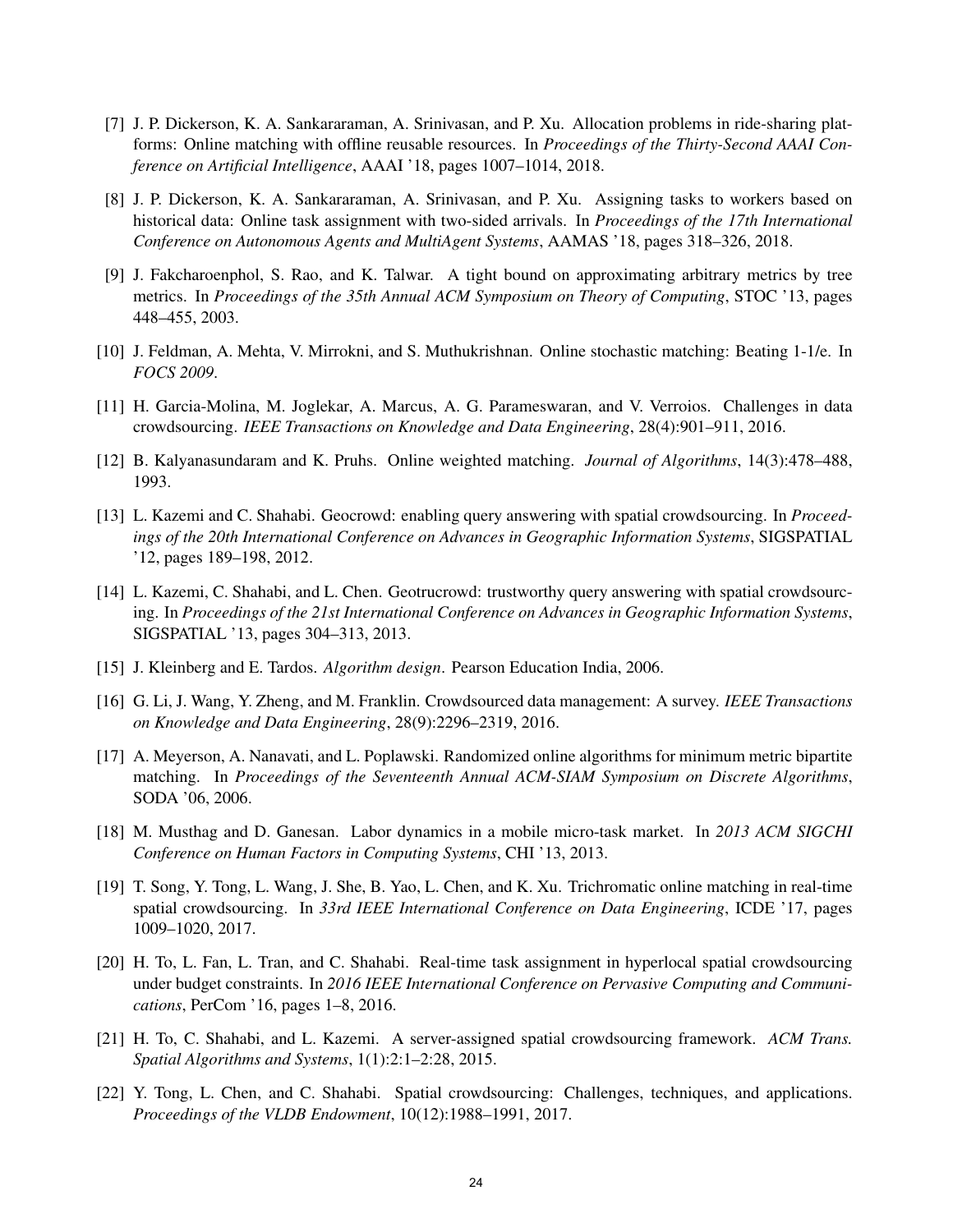[7] J. P. Dickerson, K. A. Sankararaman, A. Srinivasan, and P. Xu. Allocation problems in ride-sharing platforms: Online matching with offline reusable resources. In *Proceedings of the Thirty-Second AAAI Conference on Artificial Intelligence*, AAAI '18, pages 1007–1014, 2018.

[8] J. P. Dickerson, K. A. Sankararaman, A. Srinivasan, and P. Xu. Assigning tasks to workers based on historical data: Online task assignment with two-sided arrivals. In *Proceedings of the 17th International Conference on Autonomous Agents and MultiAgent Systems*, AAMAS '18, pages 318–326, 2018.

[9] J. Fakcharoenphol, S. Rao, and K. Talwar. A tight bound on approximating arbitrary metrics by tree metrics. In *Proceedings of the 35th Annual ACM Symposium on Theory of Computing*, STOC '13, pages 448–455, 2003.

[10] J. Feldman, A. Mehta, V. Mirrokni, and S. Muthukrishnan. Online stochastic matching: Beating 1-1/e. In *FOCS 2009*.

[11] H. Garcia-Molina, M. Joglekar, A. Marcus, A. G. Parameswaran, and V. Verroios. Challenges in data crowdsourcing. *IEEE Transactions on Knowledge and Data Engineering*, 28(4):901–911, 2016.

[12] B. Kalyanasundaram and K. Pruhs. Online weighted matching. *Journal of Algorithms*, 14(3):478–488, 1993.

[13] L. Kazemi and C. Shahabi. Geocrowd: enabling query answering with spatial crowdsourcing. In *Proceedings of the 20th International Conference on Advances in Geographic Information Systems*, SIGSPATIAL '12, pages 189–198, 2012.

[14] L. Kazemi, C. Shahabi, and L. Chen. Geotrucrowd: trustworthy query answering with spatial crowdsourcing. In *Proceedings of the 21st International Conference on Advances in Geographic Information Systems*, SIGSPATIAL '13, pages 304–313, 2013.

[15] J. Kleinberg and E. Tardos. *Algorithm design*. Pearson Education India, 2006.

[16] G. Li, J. Wang, Y. Zheng, and M. Franklin. Crowdsourced data management: A survey. *IEEE Transactions on Knowledge and Data Engineering*, 28(9):2296–2319, 2016.

[17] A. Meyerson, A. Nanavati, and L. Poplawski. Randomized online algorithms for minimum metric bipartite matching. In *Proceedings of the Seventeenth Annual ACM-SIAM Symposium on Discrete Algorithms*, SODA '06, 2006.

[18] M. Musthag and D. Ganesan. Labor dynamics in a mobile micro-task market. In *2013 ACM SIGCHI Conference on Human Factors in Computing Systems*, CHI '13, 2013.

[19] T. Song, Y. Tong, L. Wang, J. She, B. Yao, L. Chen, and K. Xu. Trichromatic online matching in real-time spatial crowdsourcing. In *33rd IEEE International Conference on Data Engineering*, ICDE '17, pages 1009–1020, 2017.

[20] H. To, L. Fan, L. Tran, and C. Shahabi. Real-time task assignment in hyperlocal spatial crowdsourcing under budget constraints. In *2016 IEEE International Conference on Pervasive Computing and Communications*, PerCom '16, pages 1–8, 2016.

[21] H. To, C. Shahabi, and L. Kazemi. A server-assigned spatial crowdsourcing framework. *ACM Trans. Spatial Algorithms and Systems*, 1(1):2:1–2:28, 2015.

[22] Y. Tong, L. Chen, and C. Shahabi. Spatial crowdsourcing: Challenges, techniques, and applications. *Proceedings of the VLDB Endowment*, 10(12):1988–1991, 2017.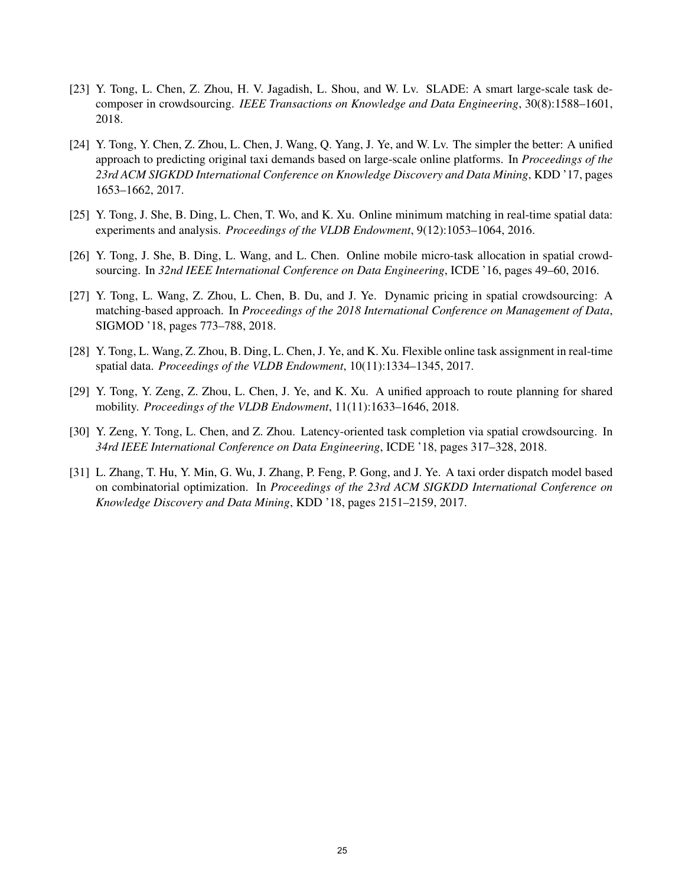[23] Y. Tong, L. Chen, Z. Zhou, H. V. Jagadish, L. Shou, and W. Lv. SLADE: A smart large-scale task decomposer in crowdsourcing. *IEEE Transactions on Knowledge and Data Engineering*, 30(8):1588–1601, 2018.

[24] Y. Tong, Y. Chen, Z. Zhou, L. Chen, J. Wang, Q. Yang, J. Ye, and W. Lv. The simpler the better: A unified approach to predicting original taxi demands based on large-scale online platforms. In *Proceedings of the 23rd ACM SIGKDD International Conference on Knowledge Discovery and Data Mining*, KDD '17, pages 1653–1662, 2017.

[25] Y. Tong, J. She, B. Ding, L. Chen, T. Wo, and K. Xu. Online minimum matching in real-time spatial data: experiments and analysis. *Proceedings of the VLDB Endowment*, 9(12):1053–1064, 2016.

[26] Y. Tong, J. She, B. Ding, L. Wang, and L. Chen. Online mobile micro-task allocation in spatial crowdsourcing. In *32nd IEEE International Conference on Data Engineering*, ICDE '16, pages 49–60, 2016.

[27] Y. Tong, L. Wang, Z. Zhou, L. Chen, B. Du, and J. Ye. Dynamic pricing in spatial crowdsourcing: A matching-based approach. In *Proceedings of the 2018 International Conference on Management of Data*, SIGMOD '18, pages 773–788, 2018.

[28] Y. Tong, L. Wang, Z. Zhou, B. Ding, L. Chen, J. Ye, and K. Xu. Flexible online task assignment in real-time spatial data. *Proceedings of the VLDB Endowment*, 10(11):1334–1345, 2017.

[29] Y. Tong, Y. Zeng, Z. Zhou, L. Chen, J. Ye, and K. Xu. A unified approach to route planning for shared mobility. *Proceedings of the VLDB Endowment*, 11(11):1633–1646, 2018.

[30] Y. Zeng, Y. Tong, L. Chen, and Z. Zhou. Latency-oriented task completion via spatial crowdsourcing. In *34rd IEEE International Conference on Data Engineering*, ICDE '18, pages 317–328, 2018.

[31] L. Zhang, T. Hu, Y. Min, G. Wu, J. Zhang, P. Feng, P. Gong, and J. Ye. A taxi order dispatch model based on combinatorial optimization. In *Proceedings of the 23rd ACM SIGKDD International Conference on Knowledge Discovery and Data Mining*, KDD '18, pages 2151–2159, 2017.